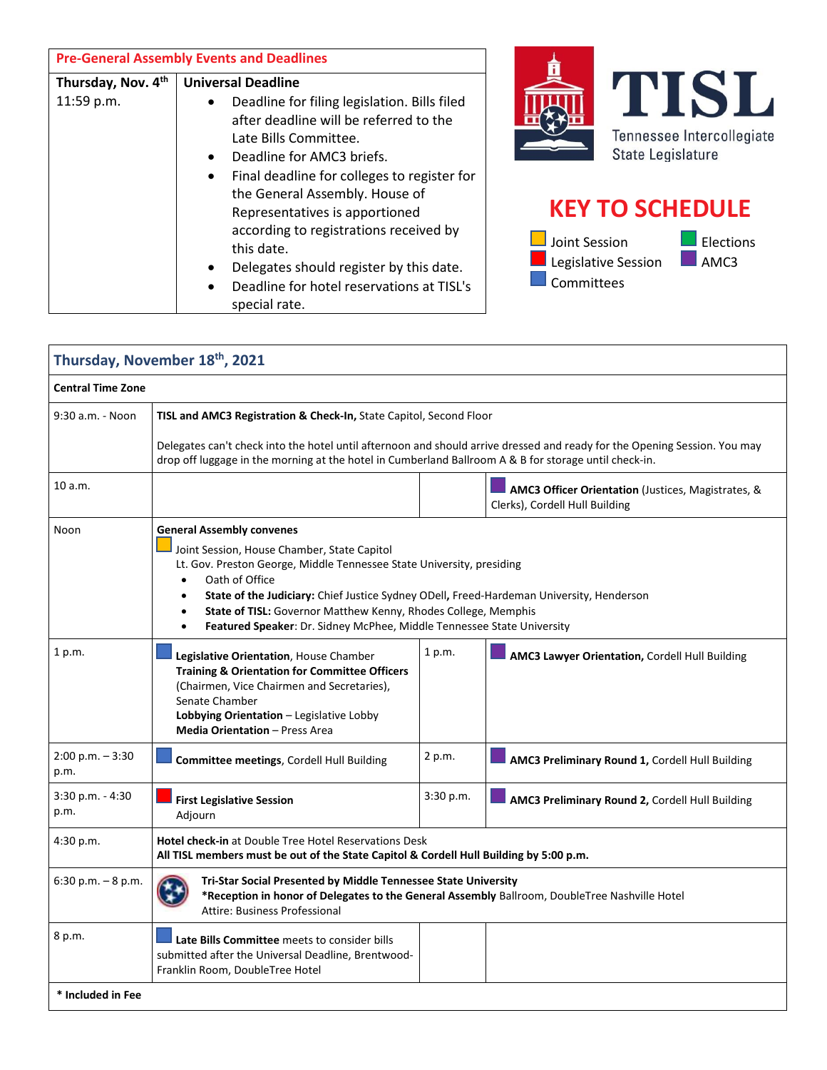## Pre-General Assembly Events and Deadlines

| Thursday, Nov. 4th 11:59 p.m. | **Universal Deadline**<br>• Deadline for filing legislation. Bills filed after deadline will be referred to the Late Bills Committee.<br>• Deadline for AMC3 briefs.<br>• Final deadline for colleges to register for the General Assembly. House of Representatives is apportioned according to registrations received by this date.<br>• Delegates should register by this date.<br>• Deadline for hotel reservations at TISL's special rate. |
|---|---|

# TISL

Tennessee Intercollegiate State Legislature

## KEY TO SCHEDULE

- Joint Session (yellow)
- Legislative Session (red)
- Committees (blue)
- Elections (green)
- AMC3 (purple)

## Thursday, November 18th, 2021

**Central Time Zone**

| Time | TISL | Time | AMC3 |
|---|---|---|---|
| 9:30 a.m. - Noon | **TISL and AMC3 Registration & Check-In,** State Capitol, Second Floor<br><br>Delegates can't check into the hotel until afternoon and should arrive dressed and ready for the Opening Session. You may drop off luggage in the morning at the hotel in Cumberland Ballroom A & B for storage until check-in. | | |
| 10 a.m. | | | **AMC3 Officer Orientation** (Justices, Magistrates, & Clerks), Cordell Hull Building |
| Noon | **General Assembly convenes**<br>Joint Session, House Chamber, State Capitol<br>Lt. Gov. Preston George, Middle Tennessee State University, presiding<br>• Oath of Office<br>• **State of the Judiciary:** Chief Justice Sydney ODell, Freed-Hardeman University, Henderson<br>• **State of TISL:** Governor Matthew Kenny, Rhodes College, Memphis<br>• **Featured Speaker**: Dr. Sidney McPhee, Middle Tennessee State University | | |
| 1 p.m. | **Legislative Orientation**, House Chamber<br>**Training & Orientation for Committee Officers** (Chairmen, Vice Chairmen and Secretaries), Senate Chamber<br>**Lobbying Orientation** – Legislative Lobby<br>**Media Orientation** – Press Area | 1 p.m. | **AMC3 Lawyer Orientation,** Cordell Hull Building |
| 2:00 p.m. – 3:30 p.m. | **Committee meetings**, Cordell Hull Building | 2 p.m. | **AMC3 Preliminary Round 1,** Cordell Hull Building |
| 3:30 p.m. - 4:30 p.m. | **First Legislative Session**<br>Adjourn | 3:30 p.m. | **AMC3 Preliminary Round 2,** Cordell Hull Building |
| 4:30 p.m. | **Hotel check-in** at Double Tree Hotel Reservations Desk<br>**All TISL members must be out of the State Capitol & Cordell Hull Building by 5:00 p.m.** | | |
| 6:30 p.m. – 8 p.m. | **Tri-Star Social Presented by Middle Tennessee State University**<br>**\*Reception in honor of Delegates to the General Assembly** Ballroom, DoubleTree Nashville Hotel<br>Attire: Business Professional | | |
| 8 p.m. | **Late Bills Committee** meets to consider bills submitted after the Universal Deadline, Brentwood-Franklin Room, DoubleTree Hotel | | |

**\* Included in Fee**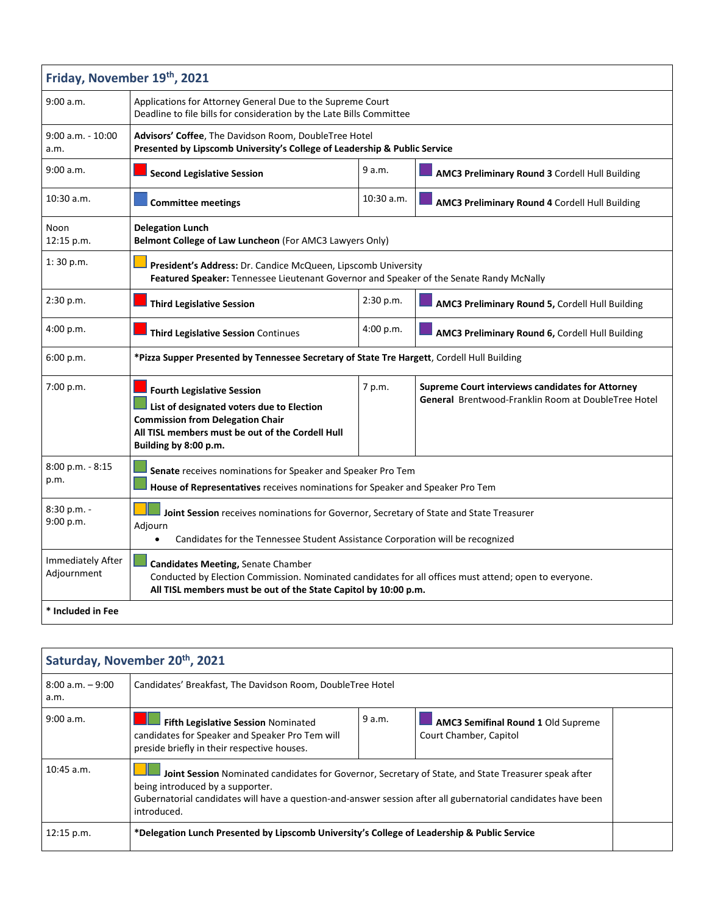| Friday, November 19th, 2021 | | | |
|---|---|---|---|
| 9:00 a.m. | Applications for Attorney General Due to the Supreme Court<br>Deadline to file bills for consideration by the Late Bills Committee | | |
| 9:00 a.m. - 10:00 a.m. | **Advisors' Coffee**, The Davidson Room, DoubleTree Hotel<br>**Presented by Lipscomb University's College of Leadership & Public Service** | | |
| 9:00 a.m. | **Second Legislative Session** | 9 a.m. | **AMC3 Preliminary Round 3** Cordell Hull Building |
| 10:30 a.m. | **Committee meetings** | 10:30 a.m. | **AMC3 Preliminary Round 4** Cordell Hull Building |
| Noon<br>12:15 p.m. | **Delegation Lunch**<br>**Belmont College of Law Luncheon** (For AMC3 Lawyers Only) | | |
| 1: 30 p.m. | **President's Address:** Dr. Candice McQueen, Lipscomb University<br>**Featured Speaker:** Tennessee Lieutenant Governor and Speaker of the Senate Randy McNally | | |
| 2:30 p.m. | **Third Legislative Session** | 2:30 p.m. | **AMC3 Preliminary Round 5,** Cordell Hull Building |
| 4:00 p.m. | **Third Legislative Session** Continues | 4:00 p.m. | **AMC3 Preliminary Round 6,** Cordell Hull Building |
| 6:00 p.m. | ***Pizza Supper Presented by Tennessee Secretary of State Tre Hargett**, Cordell Hull Building | | |
| 7:00 p.m. | **Fourth Legislative Session**<br>**List of designated voters due to Election Commission from Delegation Chair**<br>**All TISL members must be out of the Cordell Hull Building by 8:00 p.m.** | 7 p.m. | **Supreme Court interviews candidates for Attorney General** Brentwood-Franklin Room at DoubleTree Hotel |
| 8:00 p.m. - 8:15 p.m. | **Senate** receives nominations for Speaker and Speaker Pro Tem<br>**House of Representatives** receives nominations for Speaker and Speaker Pro Tem | | |
| 8:30 p.m. - 9:00 p.m. | **Joint Session** receives nominations for Governor, Secretary of State and State Treasurer<br>Adjourn<br>• Candidates for the Tennessee Student Assistance Corporation will be recognized | | |
| Immediately After Adjournment | **Candidates Meeting,** Senate Chamber<br>Conducted by Election Commission. Nominated candidates for all offices must attend; open to everyone.<br>**All TISL members must be out of the State Capitol by 10:00 p.m.** | | |
| *** Included in Fee** | | | |

| Saturday, November 20th, 2021 | | | |
|---|---|---|---|
| 8:00 a.m. – 9:00 a.m. | Candidates' Breakfast, The Davidson Room, DoubleTree Hotel | | |
| 9:00 a.m. | **Fifth Legislative Session** Nominated candidates for Speaker and Speaker Pro Tem will preside briefly in their respective houses. | 9 a.m. | **AMC3 Semifinal Round 1** Old Supreme Court Chamber, Capitol |
| 10:45 a.m. | **Joint Session** Nominated candidates for Governor, Secretary of State, and State Treasurer speak after being introduced by a supporter.<br>Gubernatorial candidates will have a question-and-answer session after all gubernatorial candidates have been introduced. | | |
| 12:15 p.m. | ***Delegation Lunch Presented by Lipscomb University's College of Leadership & Public Service** | | |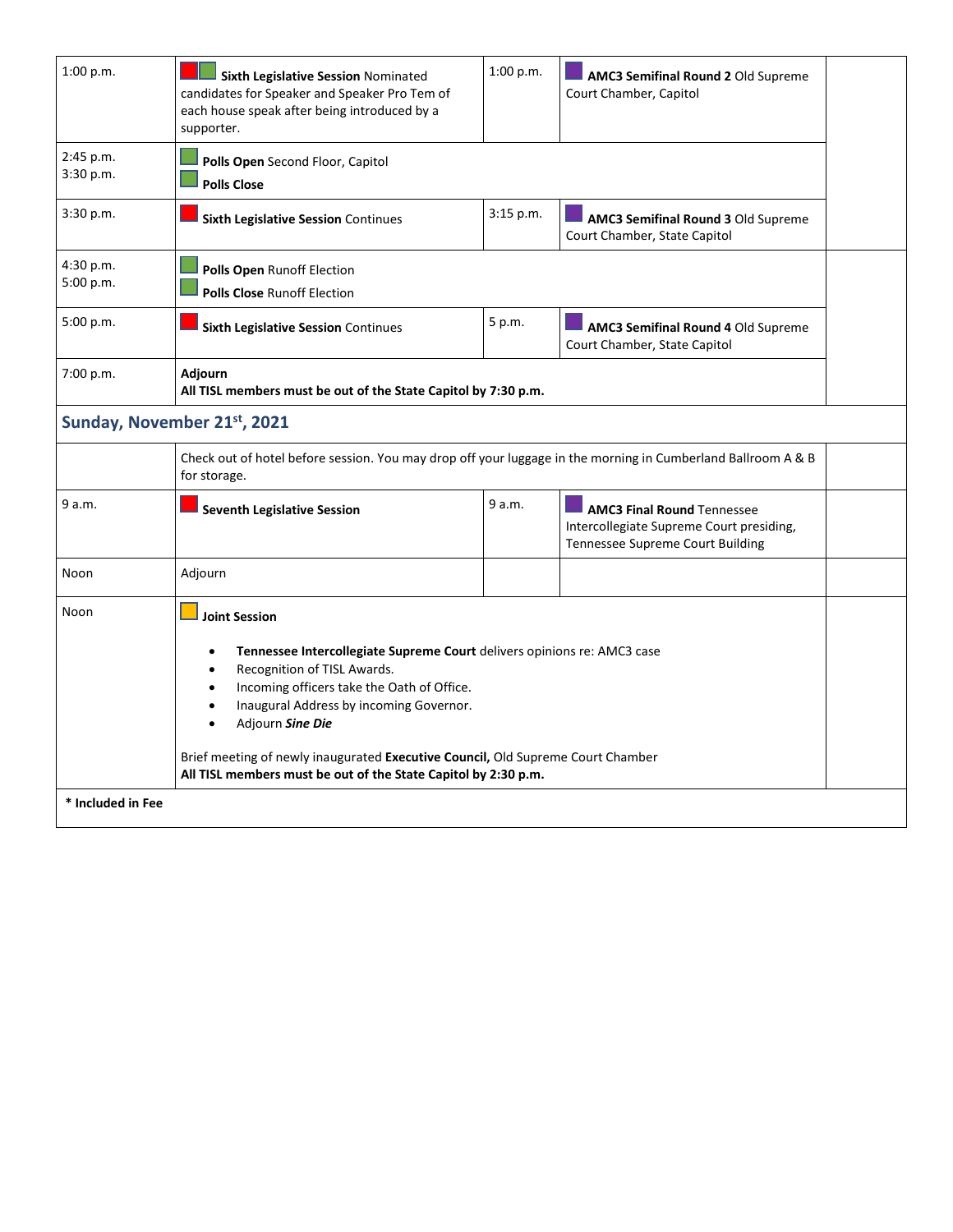| | | | | |
|---|---|---|---|---|
| 1:00 p.m. | **Sixth Legislative Session** Nominated candidates for Speaker and Speaker Pro Tem of each house speak after being introduced by a supporter. | 1:00 p.m. | **AMC3 Semifinal Round 2** Old Supreme Court Chamber, Capitol | |
| 2:45 p.m.<br>3:30 p.m. | **Polls Open** Second Floor, Capitol<br>**Polls Close** | | | |
| 3:30 p.m. | **Sixth Legislative Session** Continues | 3:15 p.m. | **AMC3 Semifinal Round 3** Old Supreme Court Chamber, State Capitol | |
| 4:30 p.m.<br>5:00 p.m. | **Polls Open** Runoff Election<br>**Polls Close** Runoff Election | | | |
| 5:00 p.m. | **Sixth Legislative Session** Continues | 5 p.m. | **AMC3 Semifinal Round 4** Old Supreme Court Chamber, State Capitol | |
| 7:00 p.m. | **Adjourn**<br>**All TISL members must be out of the State Capitol by 7:30 p.m.** | | | |
| **Sunday, November 21st, 2021** | | | | |
| | Check out of hotel before session. You may drop off your luggage in the morning in Cumberland Ballroom A & B for storage. | | | |
| 9 a.m. | **Seventh Legislative Session** | 9 a.m. | **AMC3 Final Round** Tennessee Intercollegiate Supreme Court presiding, Tennessee Supreme Court Building | |
| Noon | Adjourn | | | |
| Noon | **Joint Session**<br>• **Tennessee Intercollegiate Supreme Court** delivers opinions re: AMC3 case<br>• Recognition of TISL Awards.<br>• Incoming officers take the Oath of Office.<br>• Inaugural Address by incoming Governor.<br>• Adjourn ***Sine Die***<br><br>Brief meeting of newly inaugurated **Executive Council,** Old Supreme Court Chamber<br>**All TISL members must be out of the State Capitol by 2:30 p.m.** | | | |
| **\* Included in Fee** | | | | |